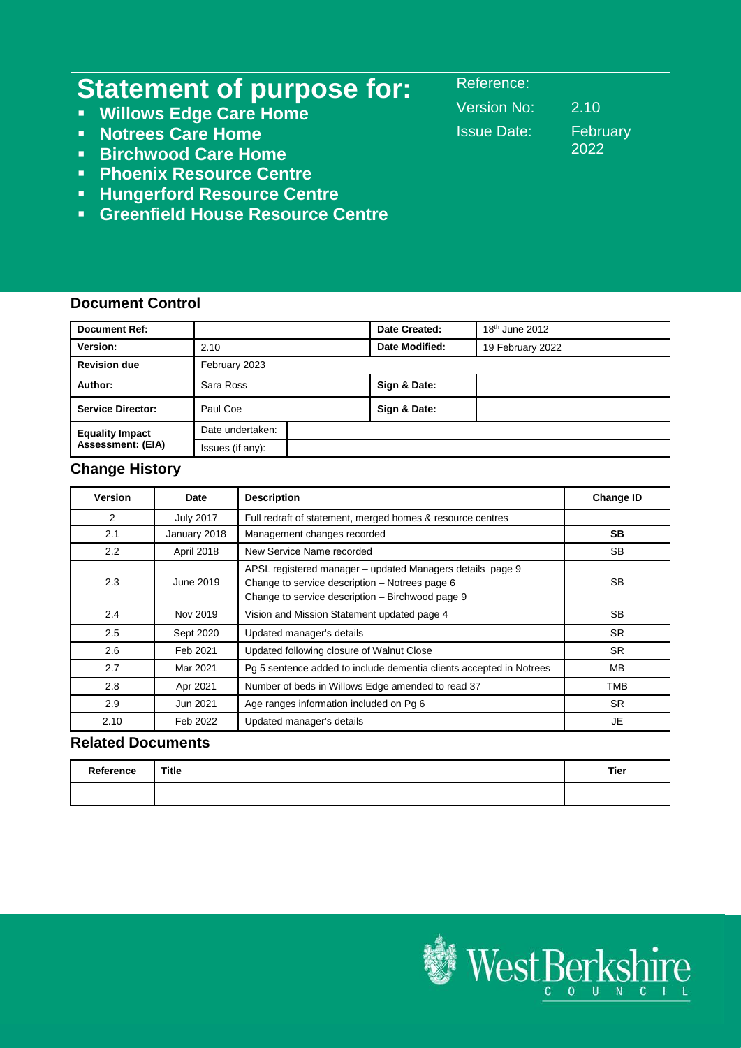# Statement of purpose for:

- **Willows Edge Care Home**
- **Notrees Care Home**
- **Birchwood Care Home**
- **Phoenix Resource Centre**
- **Hungerford Resource Centre**
- **Greenfield House Resource Centre**

Reference:
Version No: 2.10
Issue Date: February 2022

## Document Control

| **Document Ref:** | | | **Date Created:** | 18th June 2012 |
|---|---|---|---|---|
| **Version:** | 2.10 | | **Date Modified:** | 19 February 2022 |
| **Revision due** | February 2023 | | | |
| **Author:** | Sara Ross | | **Sign & Date:** | |
| **Service Director:** | Paul Coe | | **Sign & Date:** | |
| **Equality Impact Assessment: (EIA)** | Date undertaken: | | | |
| | Issues (if any): | | | |

## Change History

| Version | Date | Description | Change ID |
|---|---|---|---|
| 2 | July 2017 | Full redraft of statement, merged homes & resource centres | |
| 2.1 | January 2018 | Management changes recorded | **SB** |
| 2.2 | April 2018 | New Service Name recorded | SB |
| 2.3 | June 2019 | APSL registered manager – updated Managers details page 9<br>Change to service description – Notrees page 6<br>Change to service description – Birchwood page 9 | SB |
| 2.4 | Nov 2019 | Vision and Mission Statement updated page 4 | SB |
| 2.5 | Sept 2020 | Updated manager's details | SR |
| 2.6 | Feb 2021 | Updated following closure of Walnut Close | SR |
| 2.7 | Mar 2021 | Pg 5 sentence added to include dementia clients accepted in Notrees | MB |
| 2.8 | Apr 2021 | Number of beds in Willows Edge amended to read 37 | TMB |
| 2.9 | Jun 2021 | Age ranges information included on Pg 6 | SR |
| 2.10 | Feb 2022 | Updated manager's details | JE |

## Related Documents

| Reference | Title | Tier |
|---|---|---|
| | | |

West Berkshire COUNCIL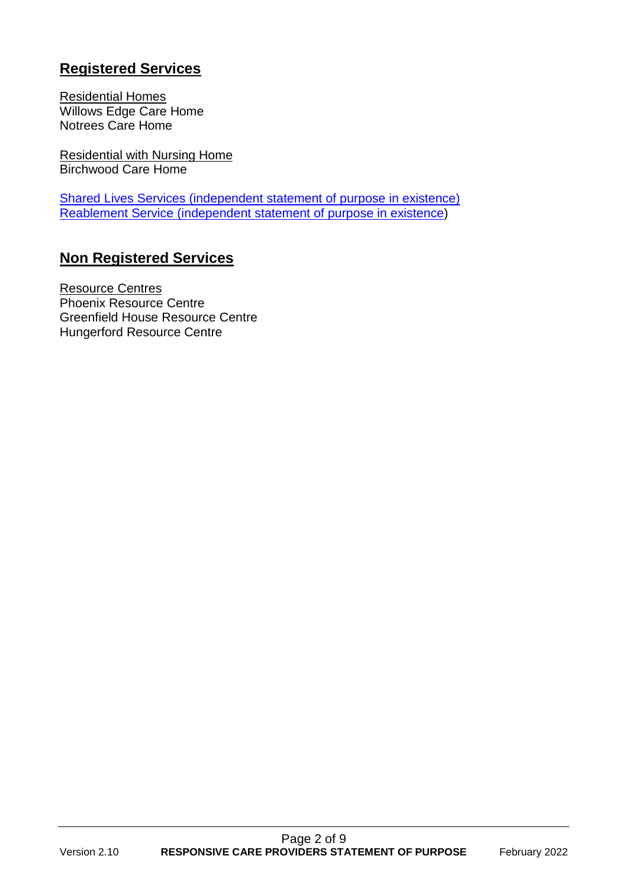## Registered Services

Residential Homes
Willows Edge Care Home
Notrees Care Home

Residential with Nursing Home
Birchwood Care Home

Shared Lives Services (independent statement of purpose in existence)
Reablement Service (independent statement of purpose in existence)

## Non Registered Services

Resource Centres
Phoenix Resource Centre
Greenfield House Resource Centre
Hungerford Resource Centre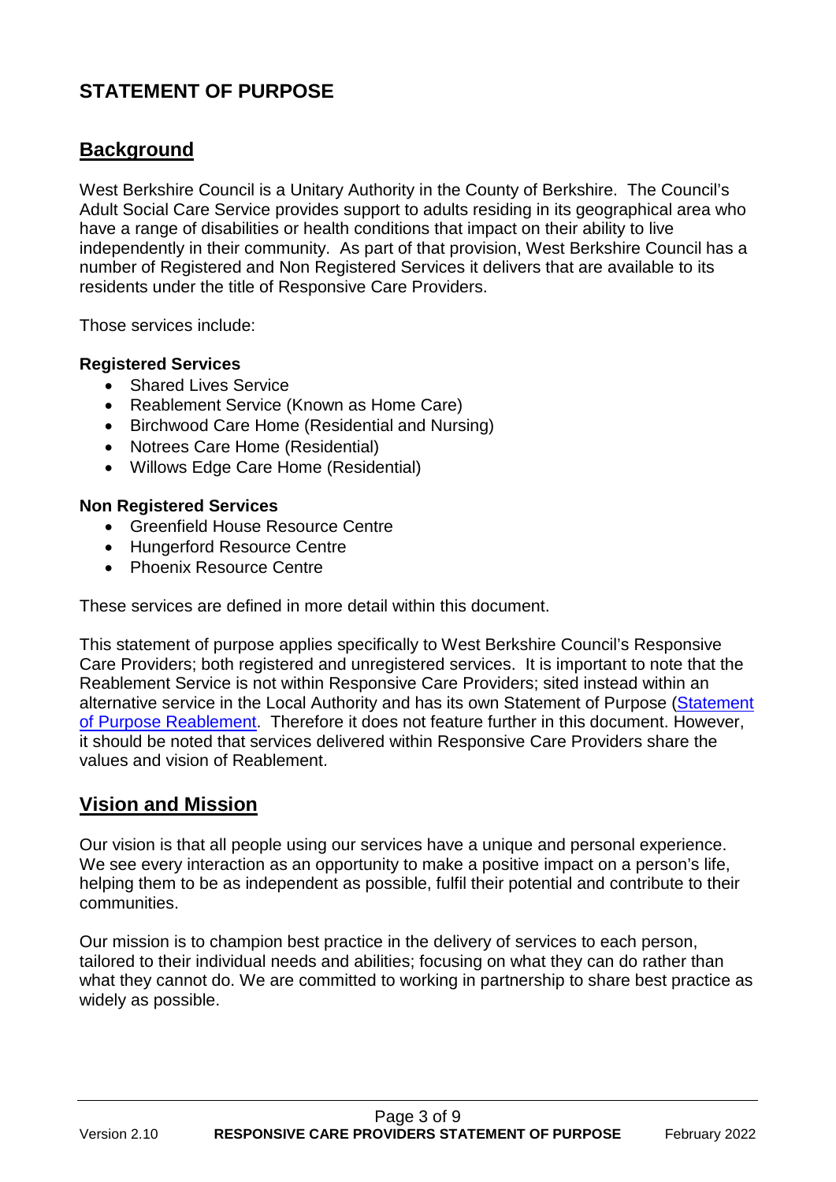# STATEMENT OF PURPOSE

## Background

West Berkshire Council is a Unitary Authority in the County of Berkshire. The Council's Adult Social Care Service provides support to adults residing in its geographical area who have a range of disabilities or health conditions that impact on their ability to live independently in their community. As part of that provision, West Berkshire Council has a number of Registered and Non Registered Services it delivers that are available to its residents under the title of Responsive Care Providers.

Those services include:

**Registered Services**

- Shared Lives Service
- Reablement Service (Known as Home Care)
- Birchwood Care Home (Residential and Nursing)
- Notrees Care Home (Residential)
- Willows Edge Care Home (Residential)

**Non Registered Services**

- Greenfield House Resource Centre
- Hungerford Resource Centre
- Phoenix Resource Centre

These services are defined in more detail within this document.

This statement of purpose applies specifically to West Berkshire Council's Responsive Care Providers; both registered and unregistered services. It is important to note that the Reablement Service is not within Responsive Care Providers; sited instead within an alternative service in the Local Authority and has its own Statement of Purpose (Statement of Purpose Reablement. Therefore it does not feature further in this document. However, it should be noted that services delivered within Responsive Care Providers share the values and vision of Reablement.

## Vision and Mission

Our vision is that all people using our services have a unique and personal experience. We see every interaction as an opportunity to make a positive impact on a person's life, helping them to be as independent as possible, fulfil their potential and contribute to their communities.

Our mission is to champion best practice in the delivery of services to each person, tailored to their individual needs and abilities; focusing on what they can do rather than what they cannot do. We are committed to working in partnership to share best practice as widely as possible.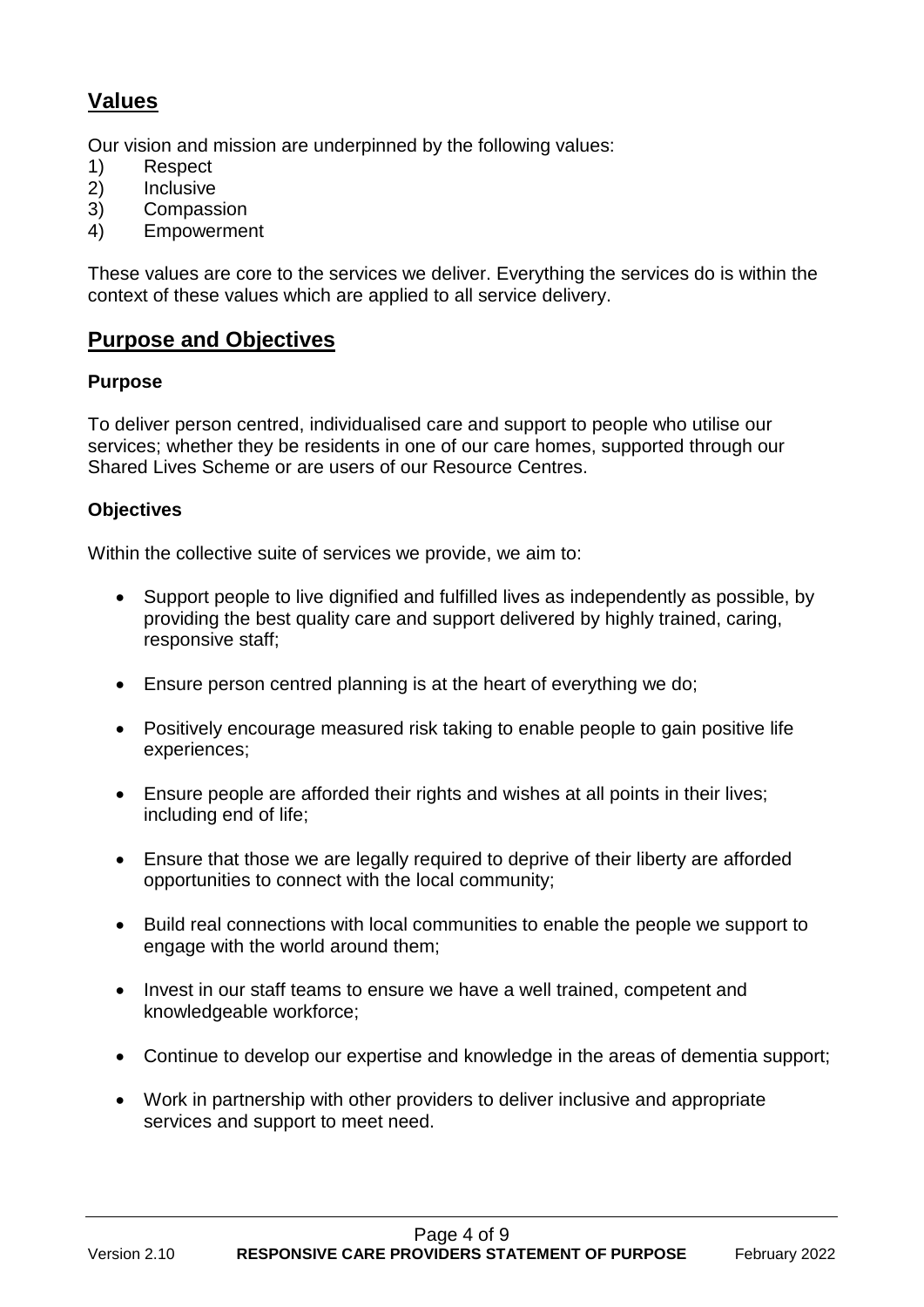## Values

Our vision and mission are underpinned by the following values:

1) Respect
2) Inclusive
3) Compassion
4) Empowerment

These values are core to the services we deliver. Everything the services do is within the context of these values which are applied to all service delivery.

## Purpose and Objectives

**Purpose**

To deliver person centred, individualised care and support to people who utilise our services; whether they be residents in one of our care homes, supported through our Shared Lives Scheme or are users of our Resource Centres.

**Objectives**

Within the collective suite of services we provide, we aim to:

- Support people to live dignified and fulfilled lives as independently as possible, by providing the best quality care and support delivered by highly trained, caring, responsive staff;
- Ensure person centred planning is at the heart of everything we do;
- Positively encourage measured risk taking to enable people to gain positive life experiences;
- Ensure people are afforded their rights and wishes at all points in their lives; including end of life;
- Ensure that those we are legally required to deprive of their liberty are afforded opportunities to connect with the local community;
- Build real connections with local communities to enable the people we support to engage with the world around them;
- Invest in our staff teams to ensure we have a well trained, competent and knowledgeable workforce;
- Continue to develop our expertise and knowledge in the areas of dementia support;
- Work in partnership with other providers to deliver inclusive and appropriate services and support to meet need.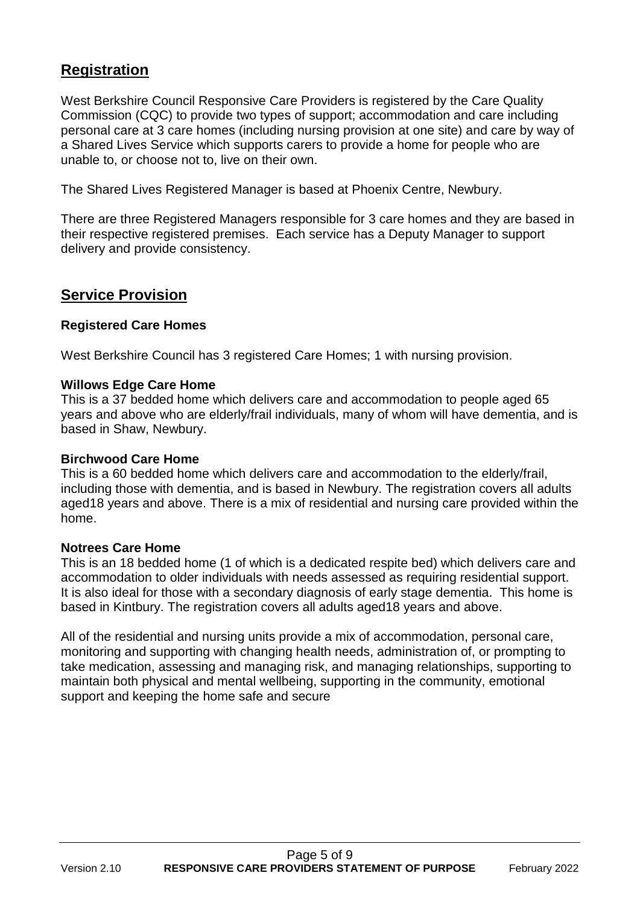## Registration

West Berkshire Council Responsive Care Providers is registered by the Care Quality Commission (CQC) to provide two types of support; accommodation and care including personal care at 3 care homes (including nursing provision at one site) and care by way of a Shared Lives Service which supports carers to provide a home for people who are unable to, or choose not to, live on their own.

The Shared Lives Registered Manager is based at Phoenix Centre, Newbury.

There are three Registered Managers responsible for 3 care homes and they are based in their respective registered premises. Each service has a Deputy Manager to support delivery and provide consistency.

## Service Provision

### Registered Care Homes

West Berkshire Council has 3 registered Care Homes; 1 with nursing provision.

**Willows Edge Care Home**
This is a 37 bedded home which delivers care and accommodation to people aged 65 years and above who are elderly/frail individuals, many of whom will have dementia, and is based in Shaw, Newbury.

**Birchwood Care Home**
This is a 60 bedded home which delivers care and accommodation to the elderly/frail, including those with dementia, and is based in Newbury. The registration covers all adults aged18 years and above. There is a mix of residential and nursing care provided within the home.

**Notrees Care Home**
This is an 18 bedded home (1 of which is a dedicated respite bed) which delivers care and accommodation to older individuals with needs assessed as requiring residential support. It is also ideal for those with a secondary diagnosis of early stage dementia. This home is based in Kintbury. The registration covers all adults aged18 years and above.

All of the residential and nursing units provide a mix of accommodation, personal care, monitoring and supporting with changing health needs, administration of, or prompting to take medication, assessing and managing risk, and managing relationships, supporting to maintain both physical and mental wellbeing, supporting in the community, emotional support and keeping the home safe and secure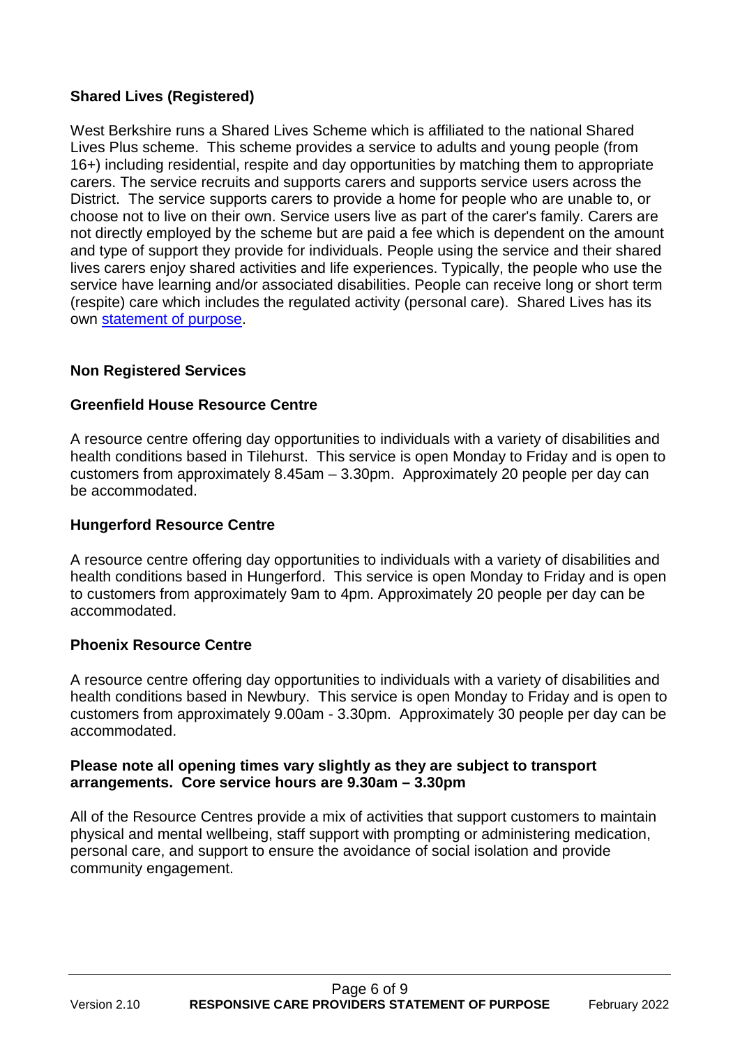### Shared Lives (Registered)

West Berkshire runs a Shared Lives Scheme which is affiliated to the national Shared Lives Plus scheme. This scheme provides a service to adults and young people (from 16+) including residential, respite and day opportunities by matching them to appropriate carers. The service recruits and supports carers and supports service users across the District. The service supports carers to provide a home for people who are unable to, or choose not to live on their own. Service users live as part of the carer's family. Carers are not directly employed by the scheme but are paid a fee which is dependent on the amount and type of support they provide for individuals. People using the service and their shared lives carers enjoy shared activities and life experiences. Typically, the people who use the service have learning and/or associated disabilities. People can receive long or short term (respite) care which includes the regulated activity (personal care). Shared Lives has its own statement of purpose.

### Non Registered Services

### Greenfield House Resource Centre

A resource centre offering day opportunities to individuals with a variety of disabilities and health conditions based in Tilehurst. This service is open Monday to Friday and is open to customers from approximately 8.45am – 3.30pm. Approximately 20 people per day can be accommodated.

### Hungerford Resource Centre

A resource centre offering day opportunities to individuals with a variety of disabilities and health conditions based in Hungerford. This service is open Monday to Friday and is open to customers from approximately 9am to 4pm. Approximately 20 people per day can be accommodated.

### Phoenix Resource Centre

A resource centre offering day opportunities to individuals with a variety of disabilities and health conditions based in Newbury. This service is open Monday to Friday and is open to customers from approximately 9.00am - 3.30pm. Approximately 30 people per day can be accommodated.

**Please note all opening times vary slightly as they are subject to transport arrangements. Core service hours are 9.30am – 3.30pm**

All of the Resource Centres provide a mix of activities that support customers to maintain physical and mental wellbeing, staff support with prompting or administering medication, personal care, and support to ensure the avoidance of social isolation and provide community engagement.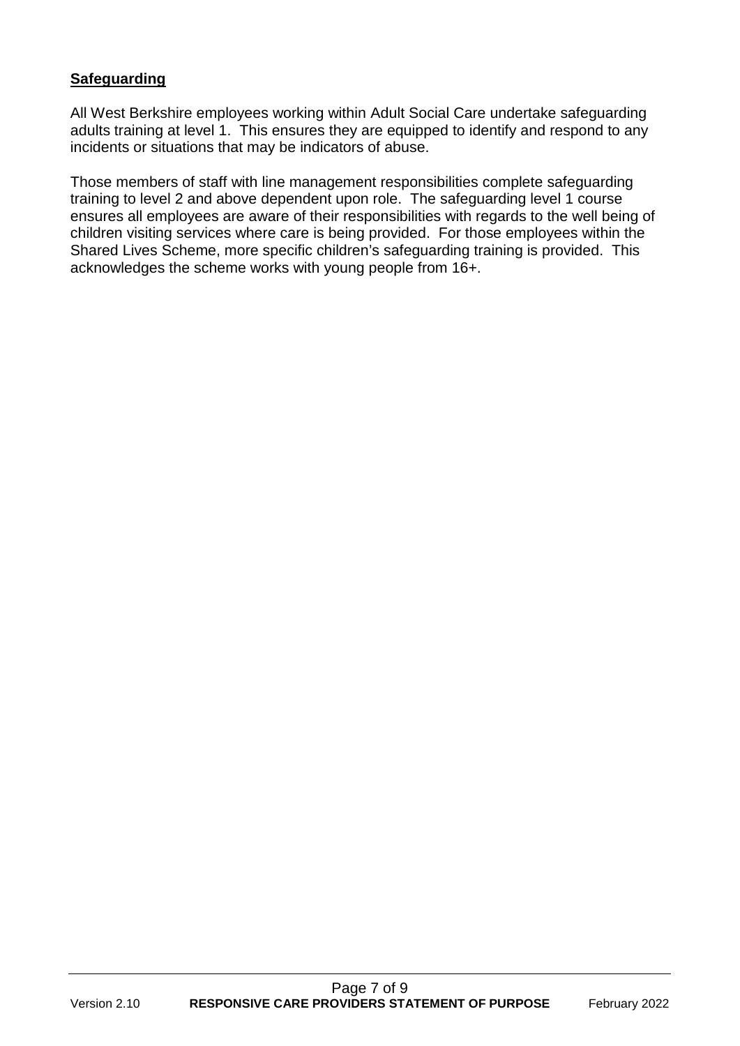## Safeguarding

All West Berkshire employees working within Adult Social Care undertake safeguarding adults training at level 1. This ensures they are equipped to identify and respond to any incidents or situations that may be indicators of abuse.

Those members of staff with line management responsibilities complete safeguarding training to level 2 and above dependent upon role. The safeguarding level 1 course ensures all employees are aware of their responsibilities with regards to the well being of children visiting services where care is being provided. For those employees within the Shared Lives Scheme, more specific children's safeguarding training is provided. This acknowledges the scheme works with young people from 16+.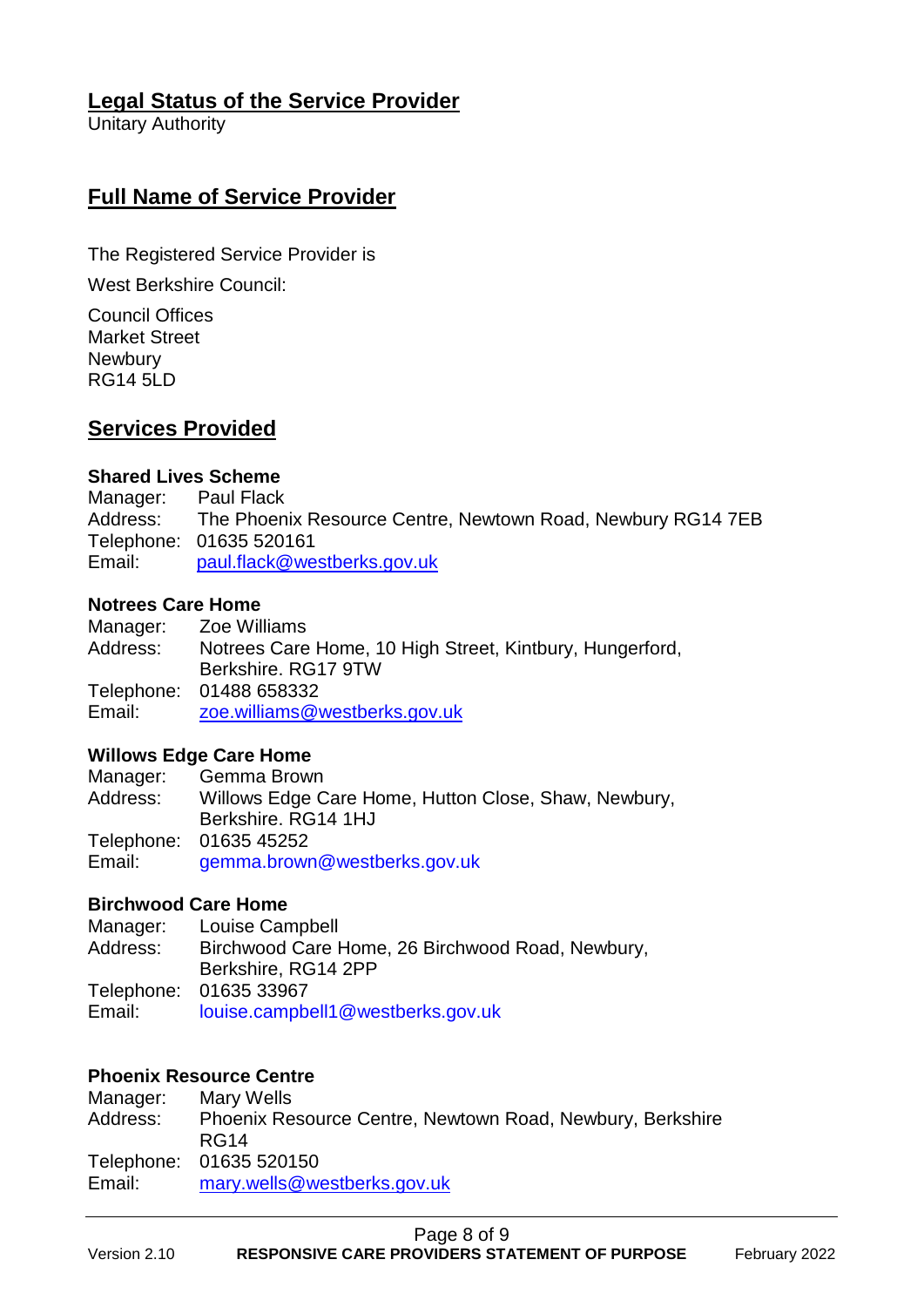## Legal Status of the Service Provider

Unitary Authority

## Full Name of Service Provider

The Registered Service Provider is

West Berkshire Council:

Council Offices
Market Street
Newbury
RG14 5LD

## Services Provided

**Shared Lives Scheme**

Manager: Paul Flack
Address: The Phoenix Resource Centre, Newtown Road, Newbury RG14 7EB
Telephone: 01635 520161
Email: paul.flack@westberks.gov.uk

**Notrees Care Home**

Manager: Zoe Williams
Address: Notrees Care Home, 10 High Street, Kintbury, Hungerford, Berkshire. RG17 9TW
Telephone: 01488 658332
Email: zoe.williams@westberks.gov.uk

**Willows Edge Care Home**

Manager: Gemma Brown
Address: Willows Edge Care Home, Hutton Close, Shaw, Newbury, Berkshire. RG14 1HJ
Telephone: 01635 45252
Email: gemma.brown@westberks.gov.uk

**Birchwood Care Home**

Manager: Louise Campbell
Address: Birchwood Care Home, 26 Birchwood Road, Newbury, Berkshire, RG14 2PP
Telephone: 01635 33967
Email: louise.campbell1@westberks.gov.uk

**Phoenix Resource Centre**

Manager: Mary Wells
Address: Phoenix Resource Centre, Newtown Road, Newbury, Berkshire RG14
Telephone: 01635 520150
Email: mary.wells@westberks.gov.uk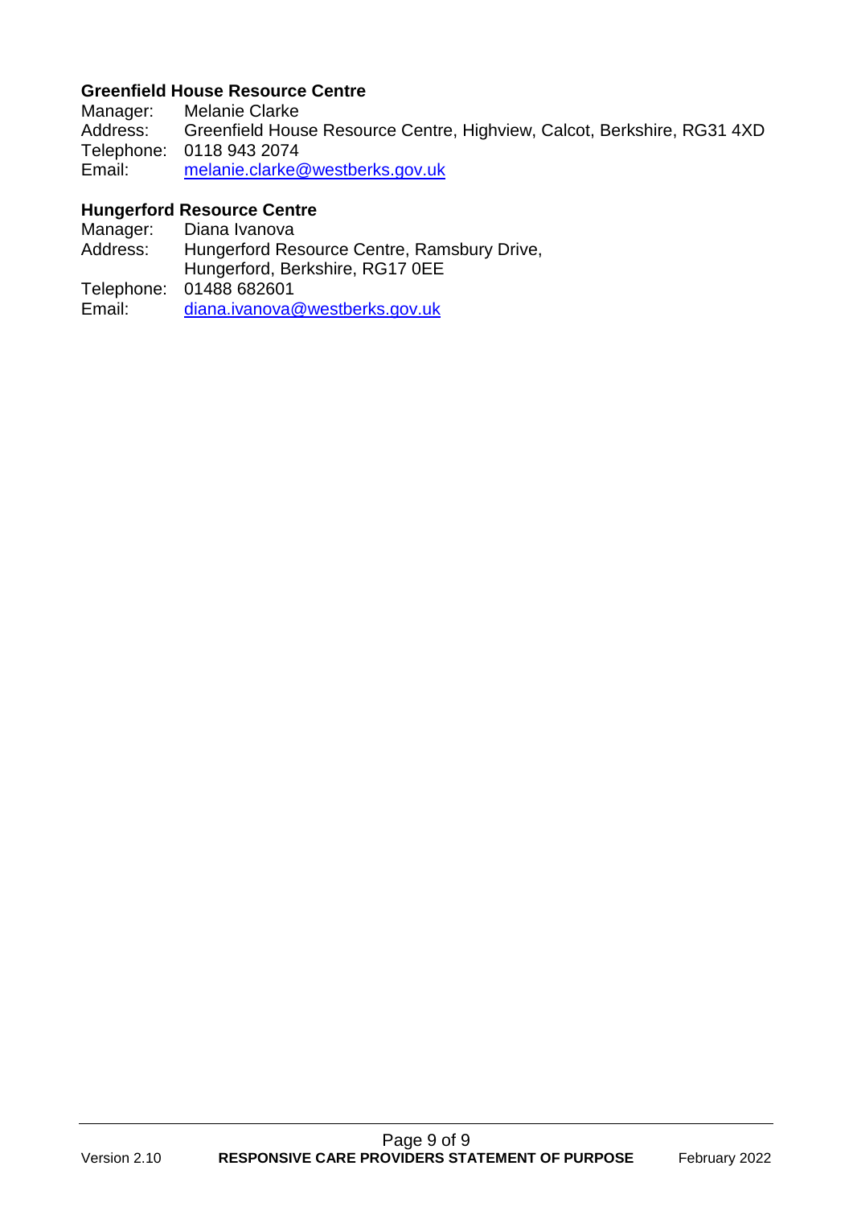**Greenfield House Resource Centre**

Manager: Melanie Clarke
Address: Greenfield House Resource Centre, Highview, Calcot, Berkshire, RG31 4XD
Telephone: 0118 943 2074
Email: melanie.clarke@westberks.gov.uk

**Hungerford Resource Centre**

Manager: Diana Ivanova
Address: Hungerford Resource Centre, Ramsbury Drive,
Hungerford, Berkshire, RG17 0EE
Telephone: 01488 682601
Email: diana.ivanova@westberks.gov.uk